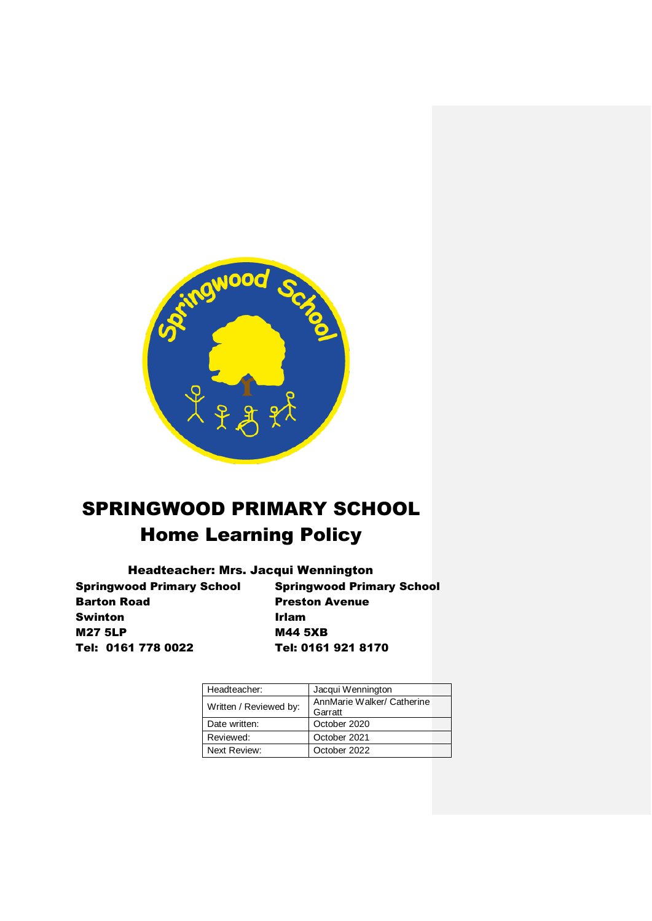# SPRINGWOOD PRIMARY SCHOOL

# Home Learning Policy

**Headteacher: Mrs. Jacqui Wennington**

**Springwood Primary School**
**Barton Road**
**Swinton**
**M27 5LP**
**Tel: 0161 778 0022**

**Springwood Primary School**
**Preston Avenue**
**Irlam**
**M44 5XB**
**Tel: 0161 921 8170**

| Headteacher: | Jacqui Wennington |
|---|---|
| Written / Reviewed by: | AnnMarie Walker/ Catherine Garratt |
| Date written: | October 2020 |
| Reviewed: | October 2021 |
| Next Review: | October 2022 |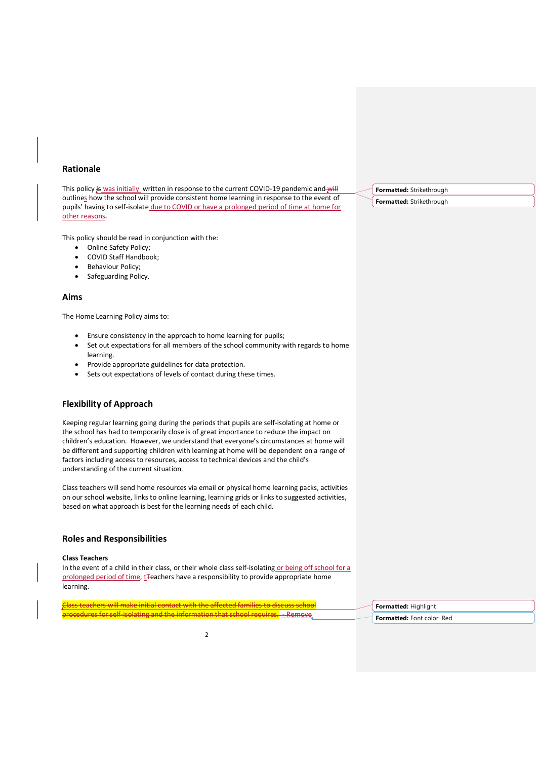## Rationale

This policy ~~is~~ was initially written in response to the current COVID-19 pandemic and ~~will~~ outlines how the school will provide consistent home learning in response to the event of pupils' having to self-isolate due to COVID or have a prolonged period of time at home for other reasons~~.~~

This policy should be read in conjunction with the:

- Online Safety Policy;
- COVID Staff Handbook;
- Behaviour Policy;
- Safeguarding Policy.

## Aims

The Home Learning Policy aims to:

- Ensure consistency in the approach to home learning for pupils;
- Set out expectations for all members of the school community with regards to home learning.
- Provide appropriate guidelines for data protection.
- Sets out expectations of levels of contact during these times.

## Flexibility of Approach

Keeping regular learning going during the periods that pupils are self-isolating at home or the school has had to temporarily close is of great importance to reduce the impact on children's education. However, we understand that everyone's circumstances at home will be different and supporting children with learning at home will be dependent on a range of factors including access to resources, access to technical devices and the child's understanding of the current situation.

Class teachers will send home resources via email or physical home learning packs, activities on our school website, links to online learning, learning grids or links to suggested activities, based on what approach is best for the learning needs of each child.

## Roles and Responsibilities

**Class Teachers**

In the event of a child in their class, or their whole class self-isolating or being off school for a prolonged period of time, t~~T~~eachers have a responsibility to provide appropriate home learning.

~~Class teachers will make initial contact with the affected families to discuss school procedures for self-isolating and the information that school requires.~~ - Remove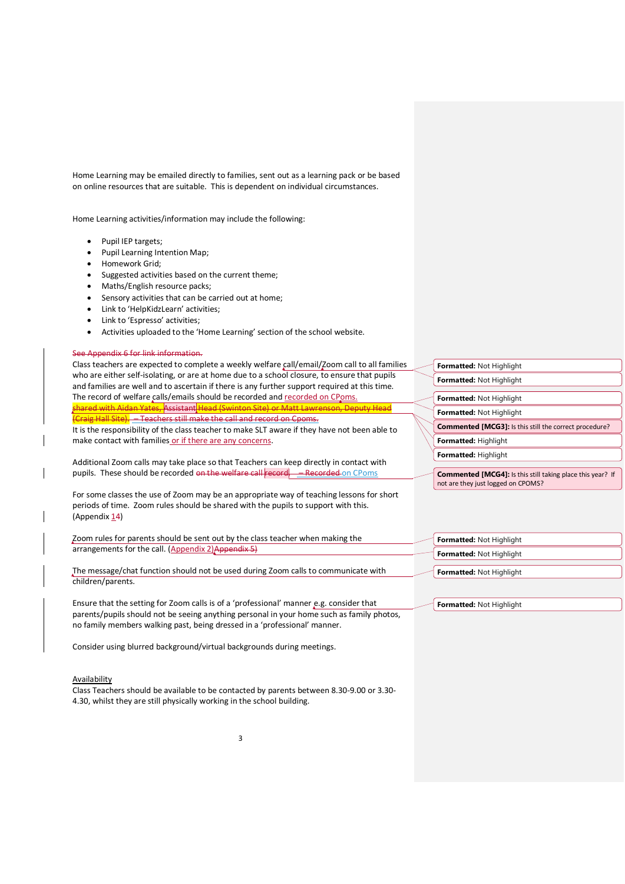Home Learning may be emailed directly to families, sent out as a learning pack or be based on online resources that are suitable. This is dependent on individual circumstances.

Home Learning activities/information may include the following:

- Pupil IEP targets;
- Pupil Learning Intention Map;
- Homework Grid;
- Suggested activities based on the current theme;
- Maths/English resource packs;
- Sensory activities that can be carried out at home;
- Link to 'HelpKidzLearn' activities;
- Link to 'Espresso' activities;
- Activities uploaded to the 'Home Learning' section of the school website.

~~See Appendix 6 for link information.~~

Class teachers are expected to complete a weekly welfare call/email/Zoom call to all families who are either self-isolating, or are at home due to a school closure, to ensure that pupils and families are well and to ascertain if there is any further support required at this time. The record of welfare calls/emails should be recorded and recorded on CPoms. ~~shared with Aidan Yates, Assistant Head (Swinton Site) or Matt Lawrenson, Deputy Head (Craig Hall Site). – Teachers still make the call and record on Cpoms.~~

It is the responsibility of the class teacher to make SLT aware if they have not been able to make contact with families or if there are any concerns.

Additional Zoom calls may take place so that Teachers can keep directly in contact with pupils. These should be recorded ~~on the welfare call record – Recorded~~ on CPoms

For some classes the use of Zoom may be an appropriate way of teaching lessons for short periods of time. Zoom rules should be shared with the pupils to support with this. (Appendix 14)

Zoom rules for parents should be sent out by the class teacher when making the arrangements for the call. (Appendix 2)~~Appendix 5)~~

The message/chat function should not be used during Zoom calls to communicate with children/parents.

Ensure that the setting for Zoom calls is of a 'professional' manner e.g. consider that parents/pupils should not be seeing anything personal in your home such as family photos, no family members walking past, being dressed in a 'professional' manner.

Consider using blurred background/virtual backgrounds during meetings.

<u>Availability</u>

Class Teachers should be available to be contacted by parents between 8.30-9.00 or 3.30-4.30, whilst they are still physically working in the school building.

**Commented [MCG3]:** Is this still the correct procedure?

**Commented [MCG4]:** Is this still taking place this year? If not are they just logged on CPOMS?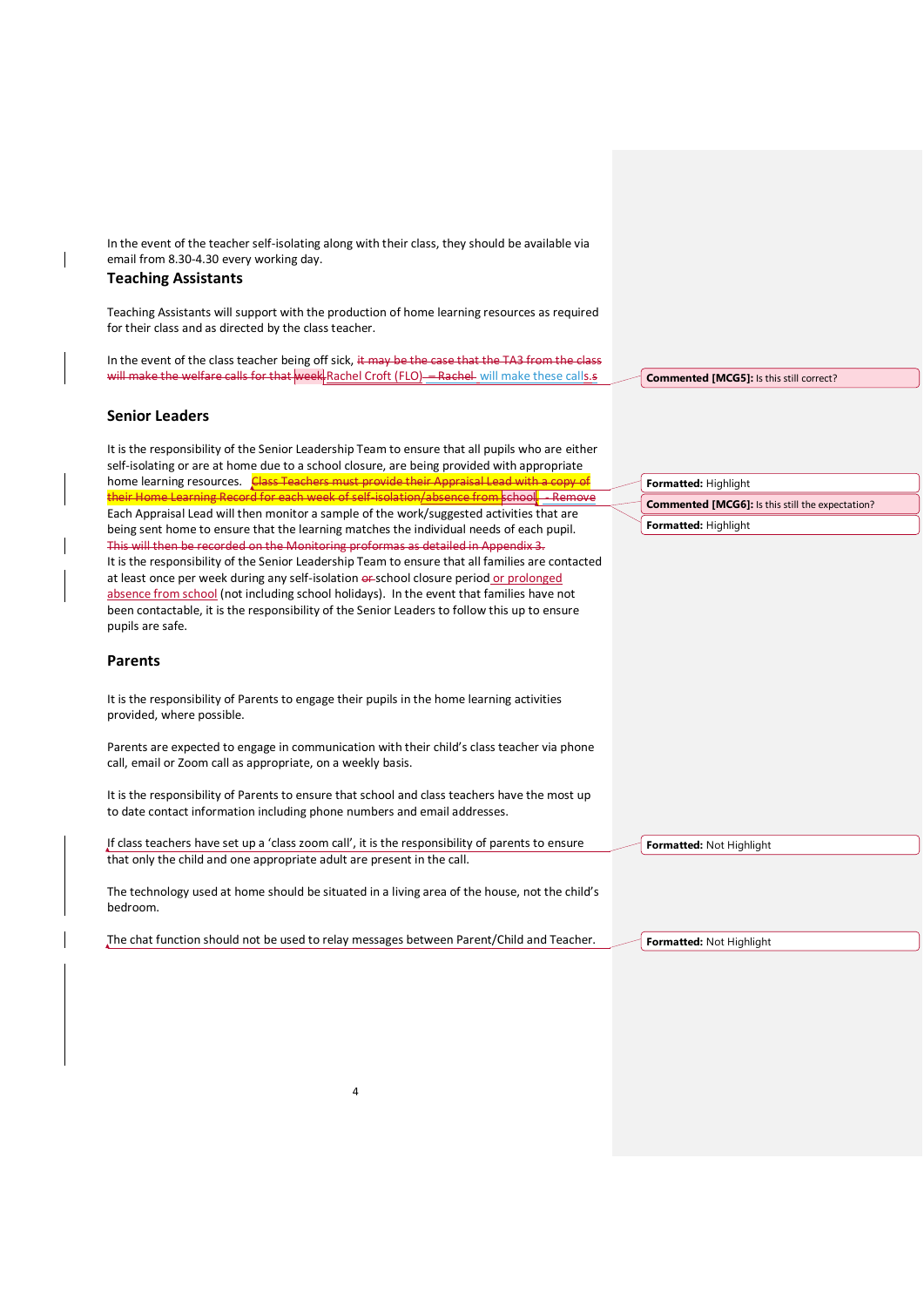In the event of the teacher self-isolating along with their class, they should be available via email from 8.30-4.30 every working day.

## Teaching Assistants

Teaching Assistants will support with the production of home learning resources as required for their class and as directed by the class teacher.

In the event of the class teacher being off sick, ~~it may be the case that the TA3 from the class will make the welfare calls for that week~~ Rachel Croft (FLO) ~~– Rachel~~ will make these calls.~~s~~

## Senior Leaders

It is the responsibility of the Senior Leadership Team to ensure that all pupils who are either self-isolating or are at home due to a school closure, are being provided with appropriate home learning resources. ~~Class Teachers must provide their Appraisal Lead with a copy of their Home Learning Record for each week of self-isolation/absence from school.~~ - Remove
Each Appraisal Lead will then monitor a sample of the work/suggested activities that are being sent home to ensure that the learning matches the individual needs of each pupil. ~~This will then be recorded on the Monitoring proformas as detailed in Appendix 3.~~
It is the responsibility of the Senior Leadership Team to ensure that all families are contacted at least once per week during any self-isolation ~~or~~ school closure period or prolonged absence from school (not including school holidays). In the event that families have not been contactable, it is the responsibility of the Senior Leaders to follow this up to ensure pupils are safe.

## Parents

It is the responsibility of Parents to engage their pupils in the home learning activities provided, where possible.

Parents are expected to engage in communication with their child's class teacher via phone call, email or Zoom call as appropriate, on a weekly basis.

It is the responsibility of Parents to ensure that school and class teachers have the most up to date contact information including phone numbers and email addresses.

If class teachers have set up a 'class zoom call', it is the responsibility of parents to ensure that only the child and one appropriate adult are present in the call.

The technology used at home should be situated in a living area of the house, not the child's bedroom.

The chat function should not be used to relay messages between Parent/Child and Teacher.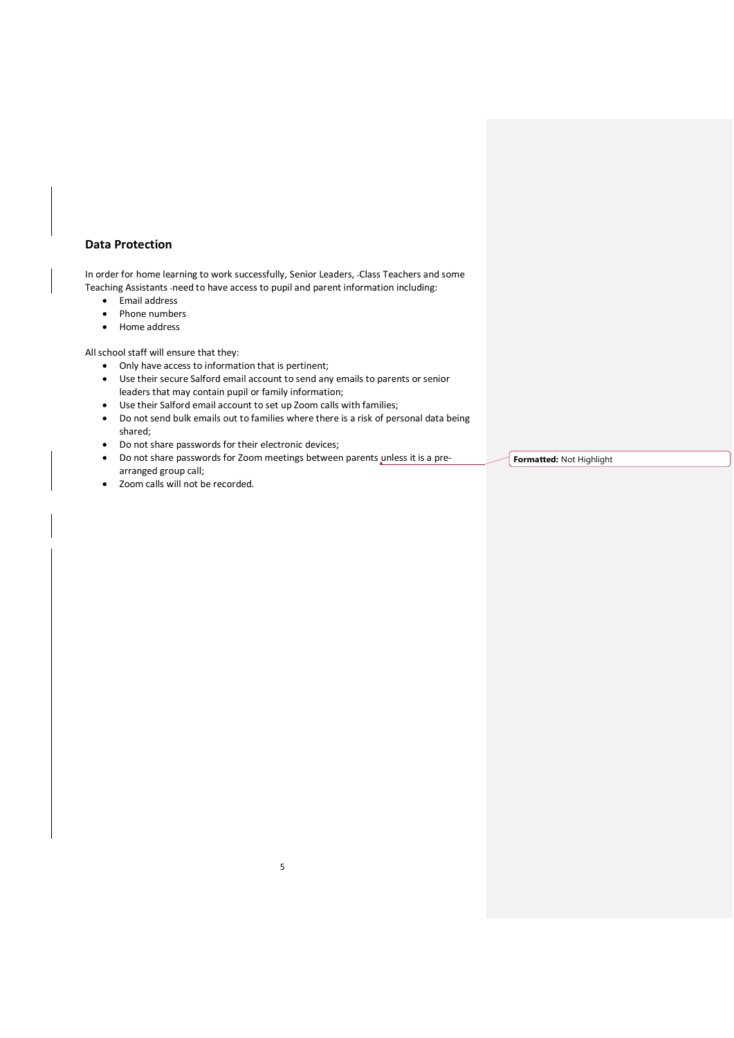## Data Protection

In order for home learning to work successfully, Senior Leaders, Class Teachers and some Teaching Assistants need to have access to pupil and parent information including:

- Email address
- Phone numbers
- Home address

All school staff will ensure that they:

- Only have access to information that is pertinent;
- Use their secure Salford email account to send any emails to parents or senior leaders that may contain pupil or family information;
- Use their Salford email account to set up Zoom calls with families;
- Do not send bulk emails out to families where there is a risk of personal data being shared;
- Do not share passwords for their electronic devices;
- Do not share passwords for Zoom meetings between parents unless it is a pre-arranged group call;
- Zoom calls will not be recorded.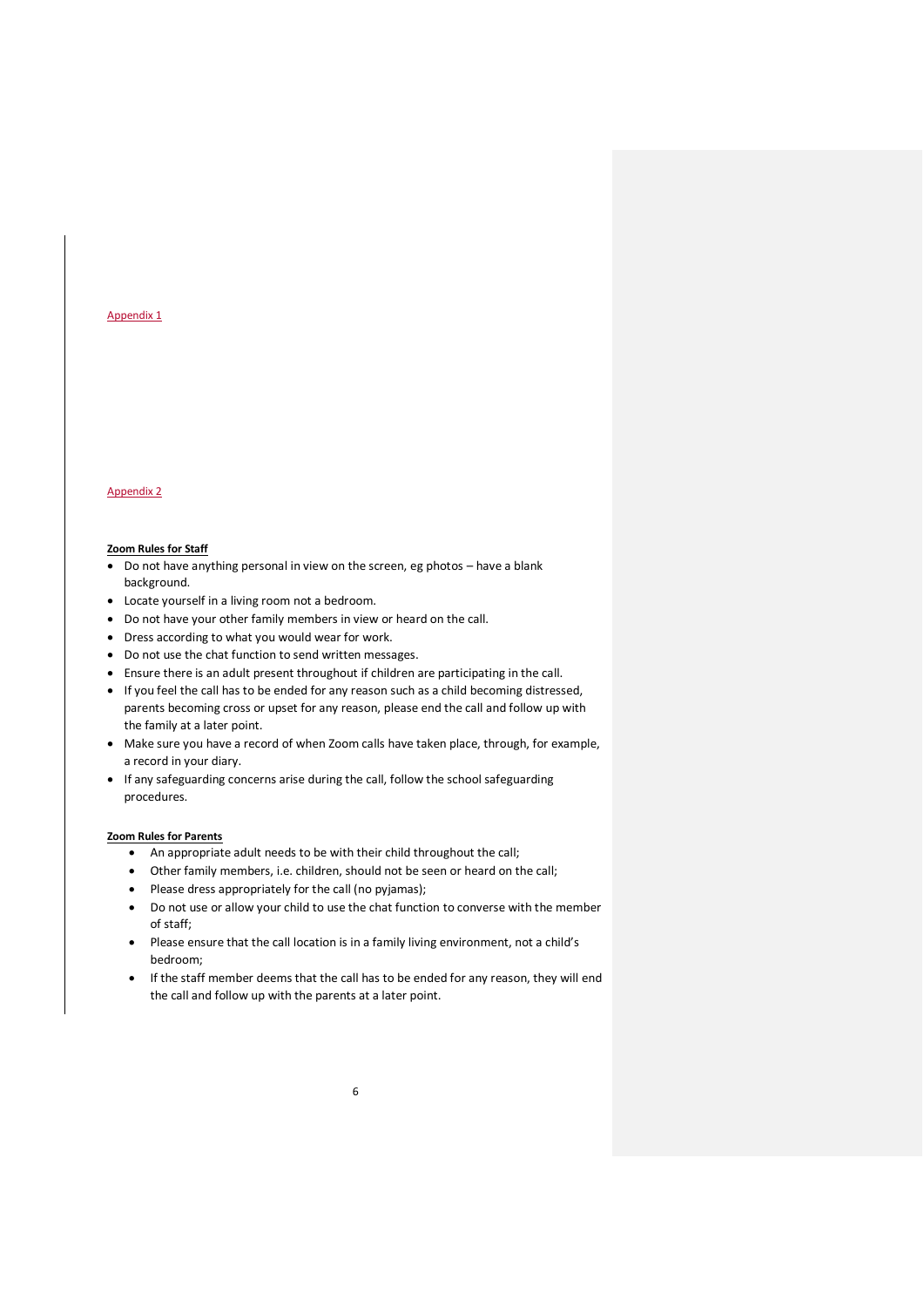Appendix 1

Appendix 2

**Zoom Rules for Staff**

- Do not have anything personal in view on the screen, eg photos – have a blank background.
- Locate yourself in a living room not a bedroom.
- Do not have your other family members in view or heard on the call.
- Dress according to what you would wear for work.
- Do not use the chat function to send written messages.
- Ensure there is an adult present throughout if children are participating in the call.
- If you feel the call has to be ended for any reason such as a child becoming distressed, parents becoming cross or upset for any reason, please end the call and follow up with the family at a later point.
- Make sure you have a record of when Zoom calls have taken place, through, for example, a record in your diary.
- If any safeguarding concerns arise during the call, follow the school safeguarding procedures.

**Zoom Rules for Parents**

- An appropriate adult needs to be with their child throughout the call;
- Other family members, i.e. children, should not be seen or heard on the call;
- Please dress appropriately for the call (no pyjamas);
- Do not use or allow your child to use the chat function to converse with the member of staff;
- Please ensure that the call location is in a family living environment, not a child's bedroom;
- If the staff member deems that the call has to be ended for any reason, they will end the call and follow up with the parents at a later point.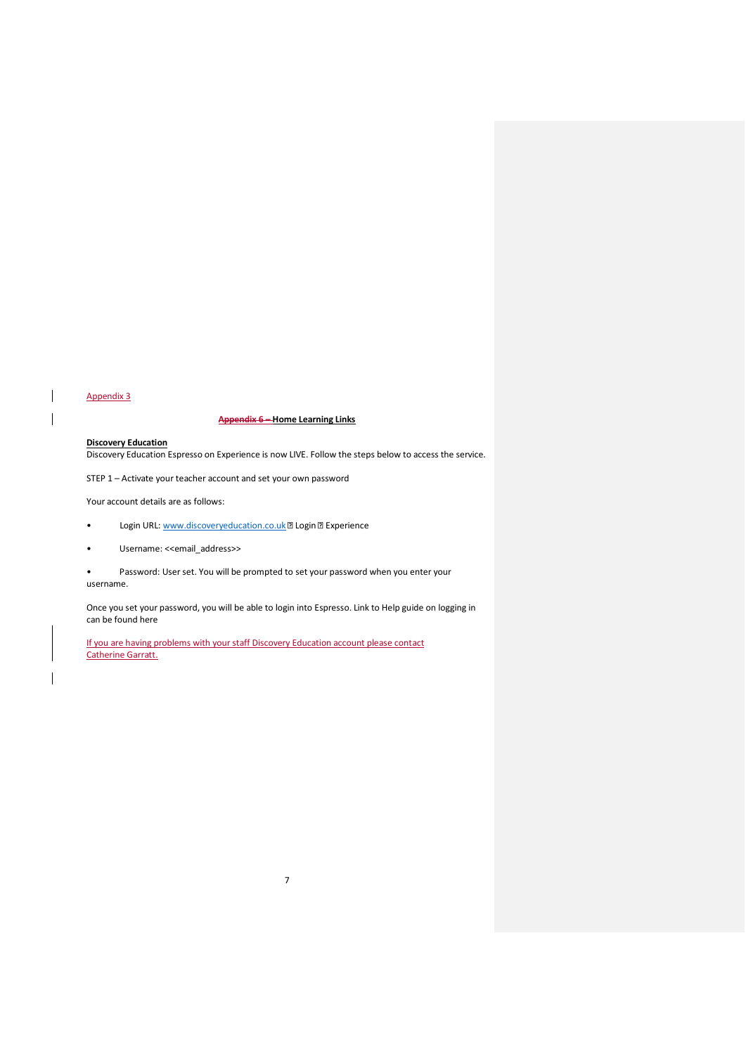Appendix 3

**~~Appendix 6 –~~ Home Learning Links**

**Discovery Education**

Discovery Education Espresso on Experience is now LIVE. Follow the steps below to access the service.

STEP 1 – Activate your teacher account and set your own password

Your account details are as follows:

- Login URL: www.discoveryeducation.co.uk  Login  Experience
- Username: <<email_address>>
- Password: User set. You will be prompted to set your password when you enter your username.

Once you set your password, you will be able to login into Espresso. Link to Help guide on logging in can be found here

If you are having problems with your staff Discovery Education account please contact Catherine Garratt.